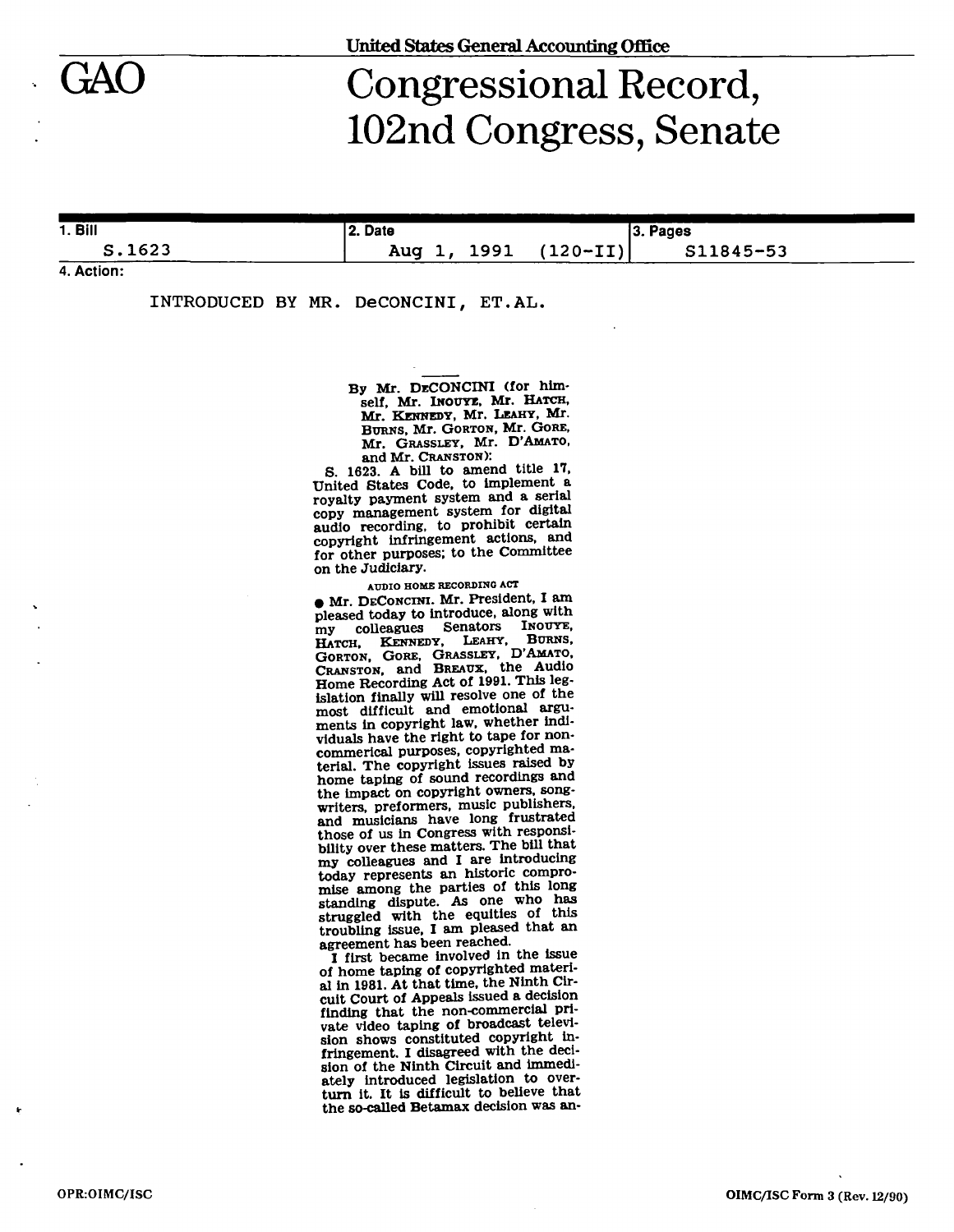United States General Accounting Office

# GAO

# Congressional Record, 102nd Congress, Senate

| 1. Bill | 2. Date | 3. Pages |
| --- | --- | --- |
| S.1623 | Aug 1, 1991 (120-II) | S11845-53 |

4. Action:

INTRODUCED BY MR. DeCONCINI, ET.AL.

By Mr. DECONCINI (for himself, Mr. INOUYE, Mr. HATCH, Mr. KENNEDY, Mr. LEAHY, Mr. BURNS, Mr. GORTON, Mr. GORE, Mr. GRASSLEY, Mr. D'AMATO, and Mr. CRANSTON):

S. 1623. A bill to amend title 17, United States Code, to implement a royalty payment system and a serial copy management system for digital audio recording, to prohibit certain copyright infringement actions, and for other purposes; to the Committee on the Judiciary.

AUDIO HOME RECORDING ACT

● Mr. DECONCINI. Mr. President, I am pleased today to introduce, along with my colleagues Senators INOUYE, HATCH, KENNEDY, LEAHY, BURNS, GORTON, GORE, GRASSLEY, D'AMATO, CRANSTON, and BREAUX, the Audio Home Recording Act of 1991. This legislation finally will resolve one of the most difficult and emotional arguments in copyright law, whether individuals have the right to tape for non-commerical purposes, copyrighted material. The copyright issues raised by home taping of sound recordings and the impact on copyright owners, songwriters, preformers, music publishers, and musicians have long frustrated those of us in Congress with responsibility over these matters. The bill that my colleagues and I are introducing today represents an historic compromise among the parties of this long standing dispute. As one who has struggled with the equities of this troubling issue, I am pleased that an agreement has been reached.

I first became involved in the issue of home taping of copyrighted material in 1981. At that time, the Ninth Circuit Court of Appeals issued a decision finding that the non-commercial private video taping of broadcast television shows constituted copyright infringement. I disagreed with the decision of the Ninth Circuit and immediately introduced legislation to overturn it. It is difficult to believe that the so-called Betamax decision was an-

OPR:OIMC/ISC

OIMC/ISC Form 3 (Rev. 12/90)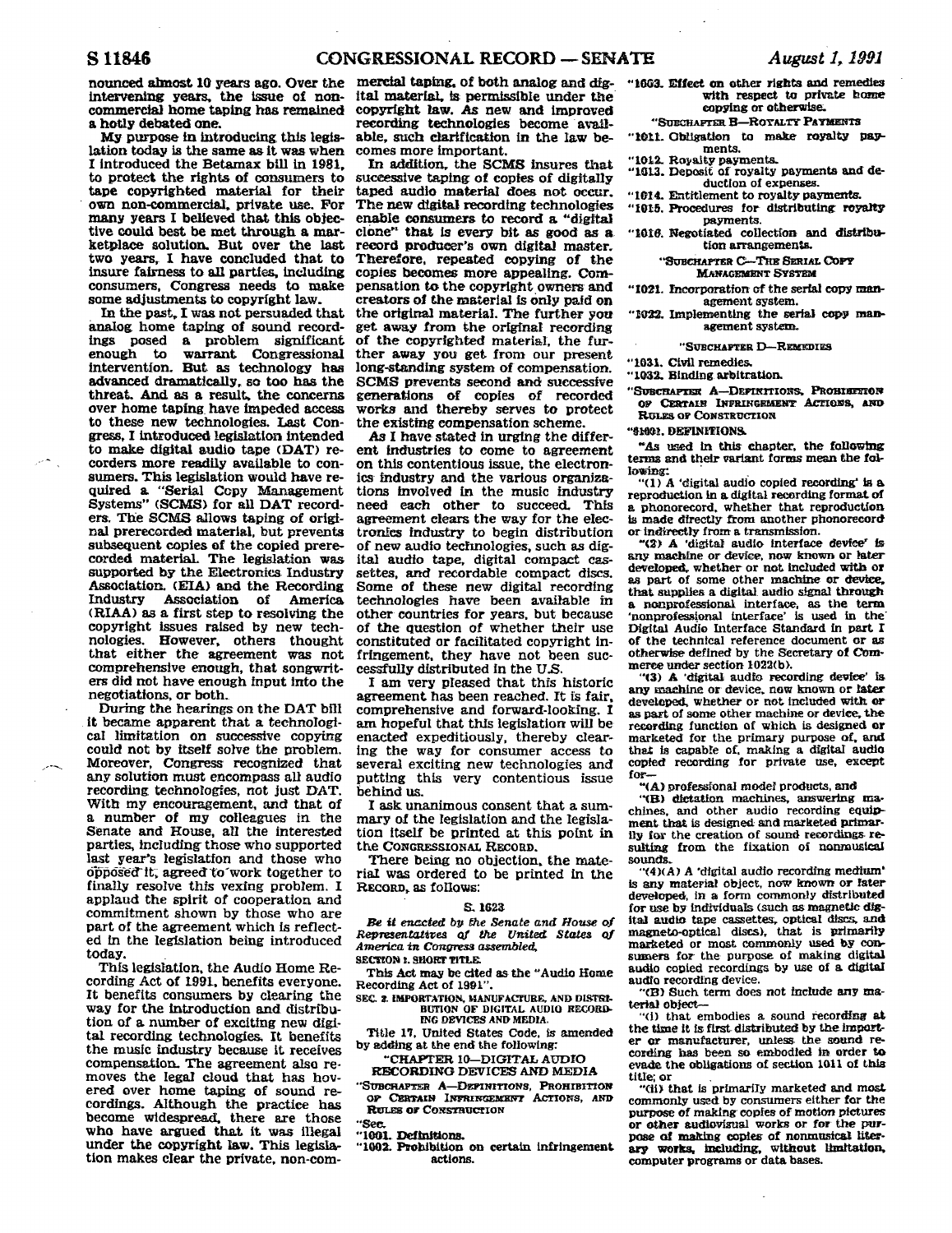nounced almost 10 years ago. Over the intervening years, the issue of noncommercial home taping has remained a hotly debated one.

My purpose in introducing this legislation today is the same as it was when I introduced the Betamax bill in 1981, to protect the rights of consumers to tape copyrighted material for their own non-commercial, private use. For many years I believed that this objective could best be met through a marketplace solution. But over the last two years, I have concluded that to insure fairness to all parties, including consumers, Congress needs to make some adjustments to copyright law.

In the past, I was not persuaded that analog home taping of sound recordings posed a problem significant enough to warrant Congressional intervention. But as technology has advanced dramatically, so too has the threat. And as a result, the concerns over home taping have impeded access to these new technologies. Last Congress, I introduced legislation intended to make digital audio tape (DAT) recorders more readily available to consumers. This legislation would have required a "Serial Copy Management Systems" (SCMS) for all DAT recorders. The SCMS allows taping of original prerecorded material, but prevents subsequent copies of the copied prerecorded material. The legislation was supported by the Electronics Industry Association (EIA) and the Recording Industry Association of America (RIAA) as a first step to resolving the copyright issues raised by new technologies. However, others thought that either the agreement was not comprehensive enough, that songwriters did not have enough input into the negotiations, or both.

During the hearings on the DAT bill it became apparent that a technological limitation on successive copying could not by itself solve the problem. Moreover, Congress recognized that any solution must encompass all audio recording technologies, not just DAT. With my encouragement, and that of a number of my colleagues in the Senate and House, all the interested parties, including those who supported last year's legislation and those who opposed it, agreed to work together to finally resolve this vexing problem. I applaud the spirit of cooperation and commitment shown by those who are part of the agreement which is reflected in the legislation being introduced today.

This legislation, the Audio Home Recording Act of 1991, benefits everyone. It benefits consumers by clearing the way for the introduction and distribution of a number of exciting new digital recording technologies. It benefits the music industry because it receives compensation. The agreement also removes the legal cloud that has hovered over home taping of sound recordings. Although the practice has become widespread, there are those who have argued that it was illegal under the copyright law. This legislation makes clear the private, non-commercial taping, of both analog and digital material, is permissible under the copyright law. As new and improved recording technologies become available, such clarification in the law becomes more important.

In addition, the SCMS insures that successive taping of copies of digitally taped audio material does not occur. The new digital recording technologies enable consumers to record a "digital clone" that is every bit as good as a record producer's own digital master. Therefore, repeated copying of the copies becomes more appealing. Compensation to the copyright owners and creators of the material is only paid on the original material. The further you get away from the original recording of the copyrighted material, the further away you get from our present long-standing system of compensation. SCMS prevents second and successive generations of copies of recorded works and thereby serves to protect the existing compensation scheme.

As I have stated in urging the different industries to come to agreement on this contentious issue, the electronics industry and the various organizations involved in the music industry need each other to succeed. This agreement clears the way for the electronics industry to begin distribution of new audio technologies, such as digital audio tape, digital compact cassettes, and recordable compact discs. Some of these new digital recording technologies have been available in other countries for years, but because of the question of whether their use constituted or facilitated copyright infringement, they have not been successfully distributed in the U.S.

I am very pleased that this historic agreement has been reached. It is fair, comprehensive and forward-looking. I am hopeful that this legislation will be enacted expeditiously, thereby clearing the way for consumer access to several exciting new technologies and putting this very contentious issue behind us.

I ask unanimous consent that a summary of the legislation and the legislation itself be printed at this point in the RECORD.

There being no objection, the material was ordered to be printed in the RECORD, as follows:

S. 1623

*Be it enacted by the Senate and House of Representatives of the United States of America in Congress assembled,*

**SECTION 1. SHORT TITLE.**

This Act may be cited as the "Audio Home Recording Act of 1991".

**SEC. 2. IMPORTATION, MANUFACTURE, AND DISTRIBUTION OF DIGITAL AUDIO RECORDING DEVICES AND MEDIA.**

Title 17, United States Code, is amended by adding at the end the following:

"CHAPTER 10—DIGITAL AUDIO RECORDING DEVICES AND MEDIA

"SUBCHAPTER A—DEFINITIONS, PROHIBITION OF CERTAIN INFRINGEMENT ACTIONS, AND RULES OF CONSTRUCTION

"Sec.

"1001. Definitions.

"1002. Prohibition on certain infringement actions.

"1003. Effect on other rights and remedies with respect to private home copying or otherwise.

"SUBCHAPTER B—ROYALTY PAYMENTS

"1011. Obligation to make royalty payments.

"1012. Royalty payments.

"1013. Deposit of royalty payments and deduction of expenses.

"1014. Entitlement to royalty payments.

"1015. Procedures for distributing royalty payments.

"1016. Negotiated collection and distribution arrangements.

"SUBCHAPTER C—THE SERIAL COPY MANAGEMENT SYSTEM

"1021. Incorporation of the serial copy management system.

"1022. Implementing the serial copy management system.

"SUBCHAPTER D—REMEDIES

"1031. Civil remedies.

"1032. Binding arbitration.

"SUBCHAPTER A—DEFINITIONS, PROHIBITION OF CERTAIN INFRINGEMENT ACTIONS, AND RULES OF CONSTRUCTION

"§1001. DEFINITIONS.

"As used in this chapter, the following terms and their variant forms mean the following:

"(1) A 'digital audio copied recording' is a reproduction in a digital recording format of a phonorecord, whether that reproduction is made directly from another phonorecord or indirectly from a transmission.

"(2) A 'digital audio interface device' is any machine or device, now known or later developed, whether or not included with or as part of some other machine or device, that supplies a digital audio signal through a nonprofessional interface, as the term 'nonprofessional interface' is used in the Digital Audio Interface Standard in part I of the technical reference document or as otherwise defined by the Secretary of Commerce under section 1022(b).

"(3) A 'digital audio recording device' is any machine or device, now known or later developed, whether or not included with or as part of some other machine or device, the recording function of which is designed or marketed for the primary purpose of, and that is capable of, making a digital audio copied recording for private use, except for—

"(A) professional model products, and

"(B) dictation machines, answering machines, and other audio recording equipment that is designed and marketed primarily for the creation of sound recordings resulting from the fixation of nonmusical sounds.

"(4)(A) A 'digital audio recording medium' is any material object, now known or later developed, in a form commonly distributed for use by individuals (such as magnetic digital audio tape cassettes, optical discs, and magneto-optical discs), that is primarily marketed or most commonly used by consumers for the purpose of making digital audio copied recordings by use of a digital audio recording device.

"(B) Such term does not include any material object—

"(i) that embodies a sound recording at the time it is first distributed by the importer or manufacturer, unless the sound recording has been so embodied in order to evade the obligations of section 1011 of this title; or

"(ii) that is primarily marketed and most commonly used by consumers either for the purpose of making copies of motion pictures or other audiovisual works or for the purpose of making copies of nonmusical literary works, including, without limitation, computer programs or data bases.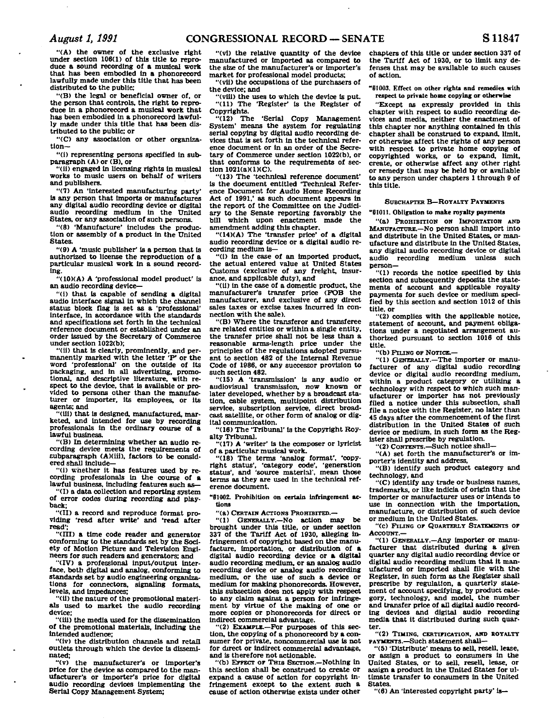"(A) the owner of the exclusive right under section 106(1) of this title to reproduce a sound recording of a musical work that has been embodied in a phonorecord lawfully made under this title that has been distributed to the public;

"(B) the legal or beneficial owner of, or the person that controls, the right to reproduce in a phonorecord a musical work that has been embodied in a phonorecord lawfully made under this title that has been distributed to the public; or

"(C) any association or other organization—

"(i) representing persons specified in subparagraph (A) or (B), or

"(ii) engaged in licensing rights in musical works to music users on behalf of writers and publishers.

"(7) An 'interested manufacturing party' is any person that imports or manufactures any digital audio recording device or digital audio recording medium in the United States, or any association of such persons.

"(8) 'Manufacture' includes the production or assembly of a product in the United States.

"(9) A 'music publisher' is a person that is authorized to license the reproduction of a particular musical work in a sound recording.

"(10)(A) A 'professional model product' is an audio recording device—

"(i) that is capable of sending a digital audio interface signal in which the channel status block flag is set as a 'professional' interface, in accordance with the standards and specifications set forth in the technical reference document or established under an order issued by the Secretary of Commerce under section 1022(b);

"(ii) that is clearly, prominently, and permanently marked with the letter 'P' or the word 'professional' on the outside of its packaging, and in all advertising, promotional, and descriptive literature, with respect to the device, that is available or provided to persons other than the manufacturer or importer, its employees, or its agents; and

"(iii) that is designed, manufactured, marketed, and intended for use by recording professionals in the ordinary course of a lawful business.

"(B) In determining whether an audio recording device meets the requirements of subparagraph (A)(iii), factors to be considered shall include—

"(i) whether it has features used by recording professionals in the course of a lawful business, including features such as—

"(I) a data collection and reporting system of error codes during recording and playback;

"(II) a record and reproduce format providing 'read after write' and 'read after read';

"(III) a time code reader and generator conforming to the standards set by the Society of Motion Picture and Television Engineers for such readers and generators; and

"(IV) a professional input/output interface, both digital and analog, conforming to standards set by audio engineering organizations for connectors, signaling formats, levels, and impedances;

"(ii) the nature of the promotional materials used to market the audio recording device;

"(iii) the media used for the dissemination of the promotional materials, including the intended audience;

"(iv) the distribution channels and retail outlets through which the device is disseminated;

"(v) the manufacturer's or importer's price for the device as compared to the manufacturer's or importer's price for digital audio recording devices implementing the Serial Copy Management System;

"(vi) the relative quantity of the device manufactured or imported as compared to the size of the manufacturer's or importer's market for professional model products;

"(vii) the occupations of the purchasers of the device; and

"(viii) the uses to which the device is put.

"(11) The 'Register' is the Register of Copyrights.

"(12) The 'Serial Copy Management System' means the system for regulating serial copying by digital audio recording devices that is set forth in the technical reference document or in an order of the Secretary of Commerce under section 1022(b), or that conforms to the requirements of section 1021(a)(1)(C).

"(13) The 'technical reference document' is the document entitled 'Technical Reference Document for Audio Home Recording Act of 1991,' as such document appears in the report of the Committee on the Judiciary to the Senate reporting favorably the bill which upon enactment made the amendment adding this chapter.

"(14)(A) The 'transfer price' of a digital audio recording device or a digital audio recording medium is—

"(i) in the case of an imported product, the actual entered value at United States Customs (exclusive of any freight, insurance, and applicable duty), and

"(ii) in the case of a domestic product, the manufacturer's transfer price (FOB the manufacturer, and exclusive of any direct sales taxes or excise taxes incurred in connection with the sale).

"(B) Where the transferor and transferee are related entities or within a single entity, the transfer price shall not be less than a reasonable arms-length price under the principles of the regulations adopted pursuant to section 482 of the Internal Revenue Code of 1986, or any successor provision to such section 482.

"(15) A 'transmission' is any audio or audiovisual transmission, now known or later developed, whether by a broadcast station, cable system, multipoint distribution service, subscription service, direct broadcast satellite, or other form of analog or digital communication.

"(16) The 'Tribunal' is the Copyright Royalty Tribunal.

"(17) A 'writer' is the composer or lyricist of a particular musical work.

"(18) The terms 'analog format', 'copyright status', 'category code', 'generation status', and 'source material', mean those terms as they are used in the technical reference document.

"§1002. Prohibition on certain infringement actions

"(a) CERTAIN ACTIONS PROHIBITED.—

"(1) GENERALLY.—No action may be brought under this title, or under section 337 of the Tariff Act of 1930, alleging infringement of copyright based on the manufacture, importation, or distribution of a digital audio recording device or a digital audio recording medium, or an analog audio recording device or analog audio recording medium, or the use of such a device or medium for making phonorecords. However, this subsection does not apply with respect to any claim against a person for infringement by virtue of the making of one or more copies or phonorecords for direct or indirect commercial advantage.

"(2) EXAMPLE.—For purposes of this section, the copying of a phonorecord by a consumer for private, noncommercial use is not for direct or indirect commercial advantage, and is therefore not actionable.

"(b) EFFECT OF THIS SECTION.—Nothing in this section shall be construed to create or expand a cause of action for copyright infringement except to the extent such a cause of action otherwise exists under other chapters of this title or under section 337 of the Tariff Act of 1930, or to limit any defenses that may be available to such causes of action.

"§1003. Effect on other rights and remedies with respect to private home copying or otherwise

"Except as expressly provided in this chapter with respect to audio recording devices and media, neither the enactment of this chapter nor anything contained in this chapter shall be construed to expand, limit, or otherwise affect the rights of any person with respect to private home copying of copyrighted works, or to expand, limit, create, or otherwise affect any other right or remedy that may be held by or available to any person under chapters 1 through 9 of this title.

SUBCHAPTER B—ROYALTY PAYMENTS

"§1011. Obligation to make royalty payments

"(a) PROHIBITION ON IMPORTATION AND MANUFACTURE.—No person shall import into and distribute in the United States, or manufacture and distribute in the United States, any digital audio recording device or digital audio recording medium unless such person—

"(1) records the notice specified by this section and subsequently deposits the statements of account and applicable royalty payments for such device or medium specified by this section and section 1012 of this title, or

"(2) complies with the applicable notice, statement of account, and payment obligations under a negotiated arrangement authorized pursuant to section 1016 of this title.

"(b) FILING OF NOTICE.—

"(1) GENERALLY.—The importer or manufacturer of any digital audio recording device or digital audio recording medium, within a product category or utilizing a technology with respect to which such manufacturer or importer has not previously filed a notice under this subsection, shall file a notice with the Register, no later than 45 days after the commencement of the first distribution in the United States of such device or medium, in such form as the Register shall prescribe by regulation.

"(2) CONTENTS.—Such notice shall—

"(A) set forth the manufacturer's or importer's identity and address,

"(B) identify such product category and technology, and

"(C) identify any trade or business names, trademarks, or like indicia of origin that the importer or manufacturer uses or intends to use in connection with the importation, manufacture, or distribution of such device or medium in the United States.

"(c) FILING OF QUARTERLY STATEMENTS OF ACCOUNT.—

"(1) GENERALLY.—Any importer or manufacturer that distributed during a given quarter any digital audio recording device or digital audio recording medium that it manufactured or imported shall file with the Register, in such form as the Register shall prescribe by regulation, a quarterly statement of account specifying, by product category, technology, and model, the number and transfer price of all digital audio recording devices and digital audio recording media that it distributed during such quarter.

"(2) TIMING, CERTIFICATION, AND ROYALTY PAYMENTS.—Such statement shall—

"(5) 'Distribute' means to sell, resell, lease, or assign a product to consumers in the United States, or to sell, resell, lease, or assign a product in the United States for ultimate transfer to consumers in the United States.

"(6) An 'interested copyright party' is—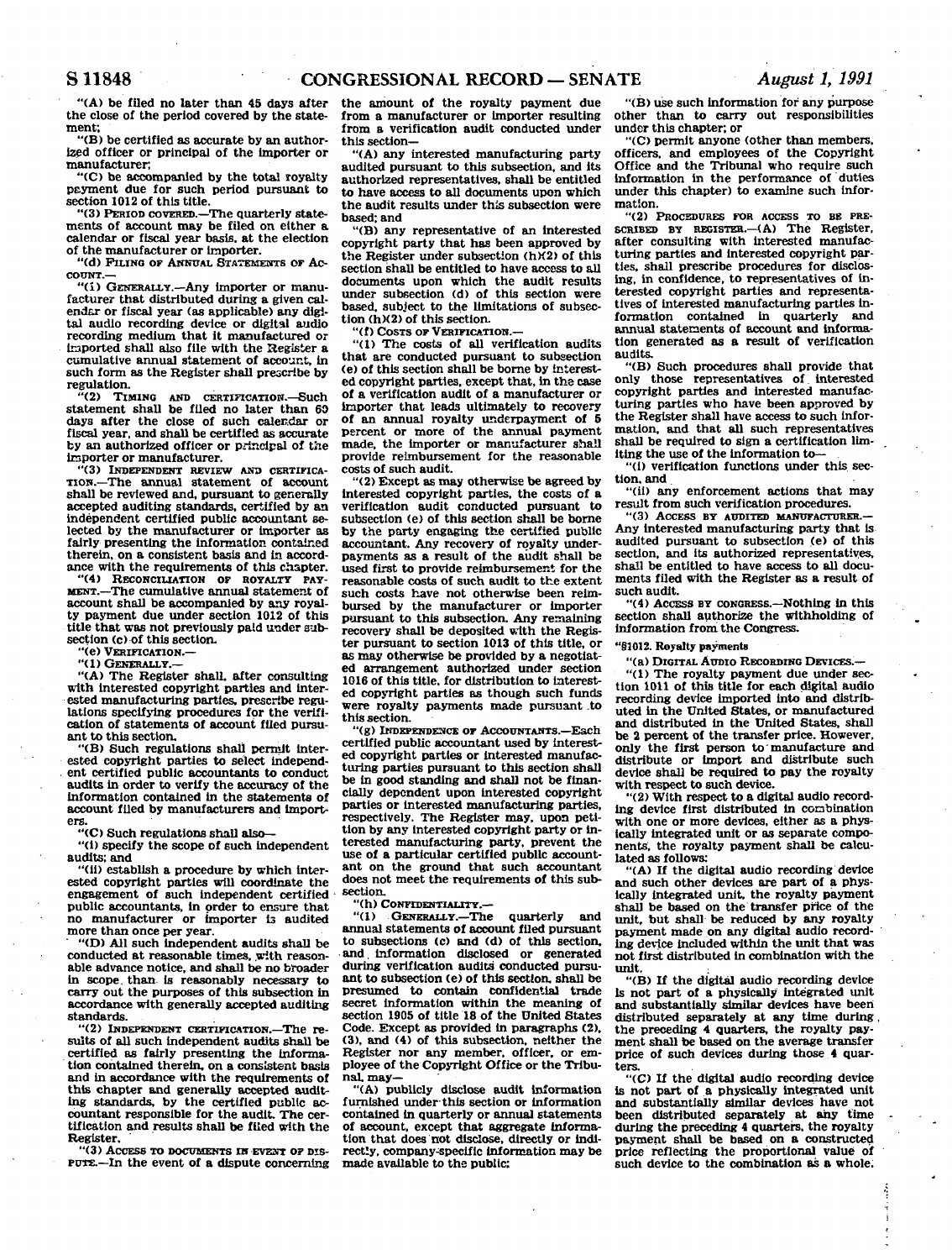"(A) be filed no later than 45 days after the close of the period covered by the statement;

"(B) be certified as accurate by an authorized officer or principal of the importer or manufacturer;

"(C) be accompanied by the total royalty payment due for such period pursuant to section 1012 of this title.

"(3) PERIOD COVERED.—The quarterly statements of account may be filed on either a calendar or fiscal year basis, at the election of the manufacturer or importer.

"(d) FILING OF ANNUAL STATEMENTS OF ACCOUNT.—

"(1) GENERALLY.—Any importer or manufacturer that distributed during a given calendar or fiscal year (as applicable) any digital audio recording device or digital audio recording medium that it manufactured or imported shall also file with the Register a cumulative annual statement of account, in such form as the Register shall prescribe by regulation.

"(2) TIMING AND CERTIFICATION.—Such statement shall be filed no later than 60 days after the close of such calendar or fiscal year, and shall be certified as accurate by an authorized officer or principal of the importer or manufacturer.

"(3) INDEPENDENT REVIEW AND CERTIFICATION.—The annual statement of account shall be reviewed and, pursuant to generally accepted auditing standards, certified by an independent certified public accountant selected by the manufacturer or importer as fairly presenting the information contained therein, on a consistent basis and in accordance with the requirements of this chapter.

"(4) RECONCILIATION OF ROYALTY PAYMENT.—The cumulative annual statement of account shall be accompanied by any royalty payment due under section 1012 of this title that was not previously paid under subsection (c) of this section.

"(e) VERIFICATION.—

"(1) GENERALLY.—

"(A) The Register shall, after consulting with interested copyright parties and interested manufacturing parties, prescribe regulations specifying procedures for the verification of statements of account filed pursuant to this section.

"(B) Such regulations shall permit interested copyright parties to select independent certified public accountants to conduct audits in order to verify the accuracy of the information contained in the statements of account filed by manufacturers and importers.

"(C) Such regulations shall also—

"(i) specify the scope of such independent audits; and

"(ii) establish a procedure by which interested copyright parties will coordinate the engagement of such independent certified public accountants, in order to ensure that no manufacturer or importer is audited more than once per year.

"(D) All such independent audits shall be conducted at reasonable times, with reasonable advance notice, and shall be no broader in scope than is reasonably necessary to carry out the purposes of this subsection in accordance with generally accepted auditing standards.

"(2) INDEPENDENT CERTIFICATION.—The results of all such independent audits shall be certified as fairly presenting the information contained therein, on a consistent basis and in accordance with the requirements of this chapter and generally accepted auditing standards, by the certified public accountant responsible for the audit. The certification and results shall be filed with the Register.

"(3) ACCESS TO DOCUMENTS IN EVENT OF DISPUTE.—In the event of a dispute concerning the amount of the royalty payment due from a manufacturer or importer resulting from a verification audit conducted under this section—

"(A) any interested manufacturing party audited pursuant to this subsection, and its authorized representatives, shall be entitled to have access to all documents upon which the audit results under this subsection were based; and

"(B) any representative of an interested copyright party that has been approved by the Register under subsection (h)(2) of this section shall be entitled to have access to all documents upon which the audit results under subsection (d) of this section were based, subject to the limitations of subsection (h)(2) of this section.

"(f) COSTS OF VERIFICATION.—

"(1) The costs of all verification audits that are conducted pursuant to subsection (e) of this section shall be borne by interested copyright parties, except that, in the case of a verification audit of a manufacturer or importer that leads ultimately to recovery of an annual royalty underpayment of 5 percent or more of the annual payment made, the importer or manufacturer shall provide reimbursement for the reasonable costs of such audit.

"(2) Except as may otherwise be agreed by interested copyright parties, the costs of a verification audit conducted pursuant to subsection (e) of this section shall be borne by the party engaging the certified public accountant. Any recovery of royalty underpayments as a result of the audit shall be used first to provide reimbursement for the reasonable costs of such audit to the extent such costs have not otherwise been reimbursed by the manufacturer or importer pursuant to this subsection. Any remaining recovery shall be deposited with the Register pursuant to section 1013 of this title, or as may otherwise be provided by a negotiated arrangement authorized under section 1016 of this title, for distribution to interested copyright parties as though such funds were royalty payments made pursuant to this section.

"(g) INDEPENDENCE OF ACCOUNTANTS.—Each certified public accountant used by interested copyright parties or interested manufacturing parties pursuant to this section shall be in good standing and shall not be financially dependent upon interested copyright parties or interested manufacturing parties, respectively. The Register may, upon petition by any interested copyright party or interested manufacturing party, prevent the use of a particular certified public accountant on the ground that such accountant does not meet the requirements of this subsection.

"(h) CONFIDENTIALITY.—

"(1) GENERALLY.—The quarterly and annual statements of account filed pursuant to subsections (c) and (d) of this section, and information disclosed or generated during verification audits conducted pursuant to subsection (e) of this section, shall be presumed to contain confidential trade secret information within the meaning of section 1905 of title 18 of the United States Code. Except as provided in paragraphs (2), (3), and (4) of this subsection, neither the Register nor any member, officer, or employee of the Copyright Office or the Tribunal, may—

"(A) publicly disclose audit information furnished under this section or information contained in quarterly or annual statements of account, except that aggregate information that does not disclose, directly or indirectly, company-specific information may be made available to the public;

"(B) use such information for any purpose other than to carry out responsibilities under this chapter; or

"(C) permit anyone (other than members, officers, and employees of the Copyright Office and the Tribunal who require such information in the performance of duties under this chapter) to examine such information.

"(2) PROCEDURES FOR ACCESS TO BE PRESCRIBED BY REGISTER.—(A) The Register, after consulting with interested manufacturing parties and interested copyright parties, shall prescribe procedures for disclosing, in confidence, to representatives of interested copyright parties and representatives of interested manufacturing parties information contained in quarterly and annual statements of account and information generated as a result of verification audits.

"(B) Such procedures shall provide that only those representatives of interested copyright parties and interested manufacturing parties who have been approved by the Register shall have access to such information, and that all such representatives shall be required to sign a certification limiting the use of the information to—

"(i) verification functions under this section, and

"(ii) any enforcement actions that may result from such verification procedures.

"(3) ACCESS BY AUDITED MANUFACTURER.—Any interested manufacturing party that is audited pursuant to subsection (e) of this section, and its authorized representatives, shall be entitled to have access to all documents filed with the Register as a result of such audit.

"(4) ACCESS BY CONGRESS.—Nothing in this section shall authorize the withholding of information from the Congress.

"§1012. Royalty payments

"(a) DIGITAL AUDIO RECORDING DEVICES.—

"(1) The royalty payment due under section 1011 of this title for each digital audio recording device imported into and distributed in the United States, or manufactured and distributed in the United States, shall be 2 percent of the transfer price. However, only the first person to manufacture and distribute or import and distribute such device shall be required to pay the royalty with respect to such device.

"(2) With respect to a digital audio recording device first distributed in combination with one or more devices, either as a physically integrated unit or as separate components, the royalty payment shall be calculated as follows:

"(A) If the digital audio recording device and such other devices are part of a physically integrated unit, the royalty payment shall be based on the transfer price of the unit, but shall be reduced by any royalty payment made on any digital audio recording device included within the unit that was not first distributed in combination with the unit.

"(B) If the digital audio recording device is not part of a physically integrated unit and substantially similar devices have been distributed separately at any time during the preceding 4 quarters, the royalty payment shall be based on the average transfer price of such devices during those 4 quarters.

"(C) If the digital audio recording device is not part of a physically integrated unit and substantially similar devices have not been distributed separately at any time during the preceding 4 quarters, the royalty payment shall be based on a constructed price reflecting the proportional value of such device to the combination as a whole.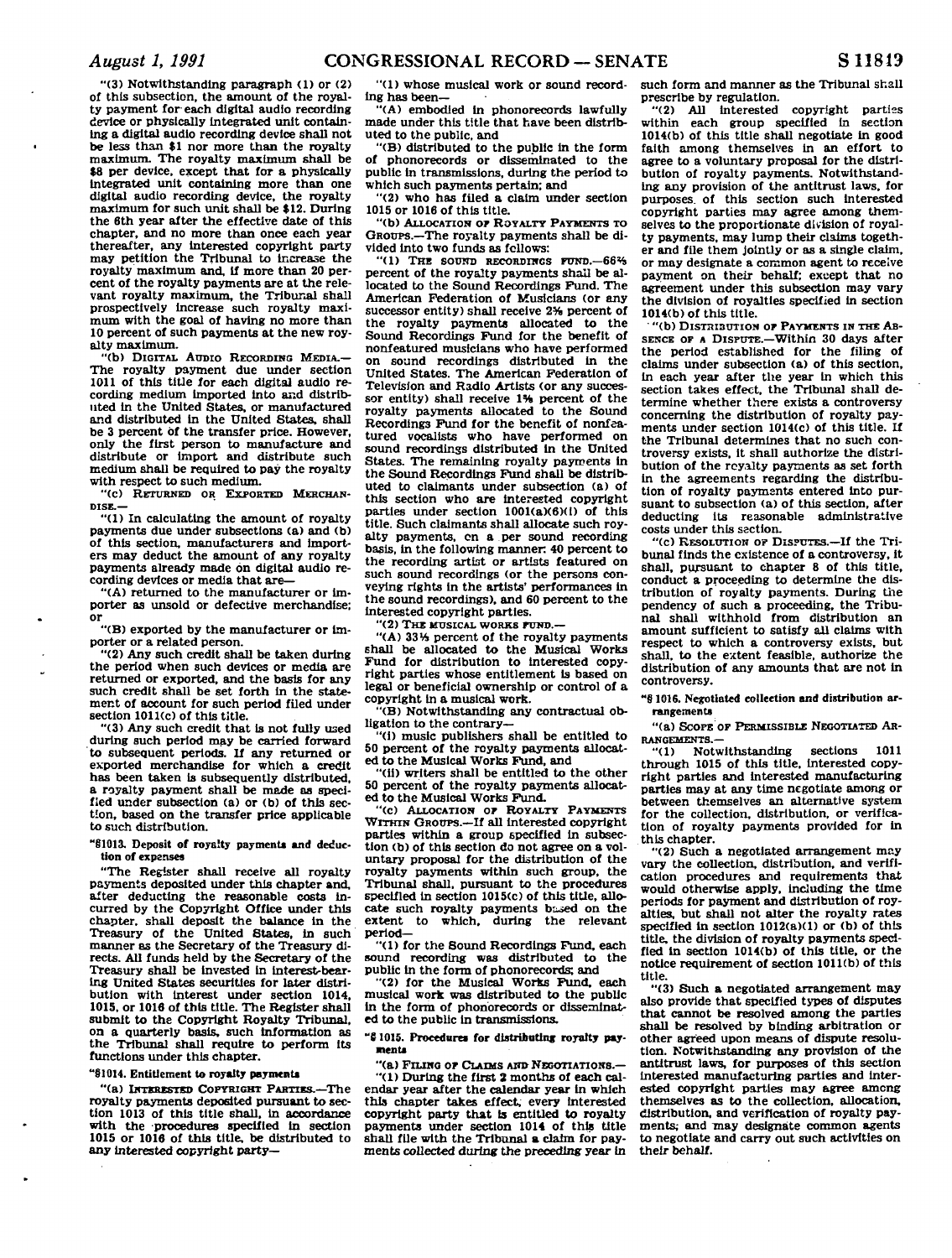"(3) Notwithstanding paragraph (1) or (2) of this subsection, the amount of the royalty payment for each digital audio recording device or physically integrated unit containing a digital audio recording device shall not be less than $1 nor more than the royalty maximum. The royalty maximum shall be $8 per device, except that for a physically integrated unit containing more than one digital audio recording device, the royalty maximum for such unit shall be $12. During the 6th year after the effective date of this chapter, and no more than once each year thereafter, any interested copyright party may petition the Tribunal to increase the royalty maximum and, if more than 20 percent of the royalty payments are at the relevant royalty maximum, the Tribunal shall prospectively increase such royalty maximum with the goal of having no more than 10 percent of such payments at the new royalty maximum.

"(b) DIGITAL AUDIO RECORDING MEDIA.—The royalty payment due under section 1011 of this title for each digital audio recording medium imported into and distributed in the United States, or manufactured and distributed in the United States, shall be 3 percent of the transfer price. However, only the first person to manufacture and distribute or import and distribute such medium shall be required to pay the royalty with respect to such medium.

"(c) RETURNED OR EXPORTED MERCHANDISE.—

"(1) In calculating the amount of royalty payments due under subsections (a) and (b) of this section, manufacturers and importers may deduct the amount of any royalty payments already made on digital audio recording devices or media that are—

"(A) returned to the manufacturer or importer as unsold or defective merchandise; or

"(B) exported by the manufacturer or importer or a related person.

"(2) Any such credit shall be taken during the period when such devices or media are returned or exported, and the basis for any such credit shall be set forth in the statement of account for such period filed under section 1011(c) of this title.

"(3) Any such credit that is not fully used during such period may be carried forward to subsequent periods. If any returned or exported merchandise for which a credit has been taken is subsequently distributed, a royalty payment shall be made as specified under subsection (a) or (b) of this section, based on the transfer price applicable to such distribution.

**"§1013. Deposit of royalty payments and deduction of expenses**

"The Register shall receive all royalty payments deposited under this chapter and, after deducting the reasonable costs incurred by the Copyright Office under this chapter, shall deposit the balance in the Treasury of the United States, in such manner as the Secretary of the Treasury directs. All funds held by the Secretary of the Treasury shall be invested in interest-bearing United States securities for later distribution with interest under section 1014, 1015, or 1016 of this title. The Register shall submit to the Copyright Royalty Tribunal, on a quarterly basis, such information as the Tribunal shall require to perform its functions under this chapter.

**"§1014. Entitlement to royalty payments**

"(a) INTERESTED COPYRIGHT PARTIES.—The royalty payments deposited pursuant to section 1013 of this title shall, in accordance with the procedures specified in section 1015 or 1016 of this title, be distributed to any interested copyright party—

"(1) whose musical work or sound recording has been—

"(A) embodied in phonorecords lawfully made under this title that have been distributed to the public, and

"(B) distributed to the public in the form of phonorecords or disseminated to the public in transmissions, during the period to which such payments pertain; and

"(2) who has filed a claim under section 1015 or 1016 of this title.

"(b) ALLOCATION OF ROYALTY PAYMENTS TO GROUPS.—The royalty payments shall be divided into two funds as follows:

"(1) THE SOUND RECORDINGS FUND.—66⅔ percent of the royalty payments shall be allocated to the Sound Recordings Fund. The American Federation of Musicians (or any successor entity) shall receive 2⅝ percent of the royalty payments allocated to the Sound Recordings Fund for the benefit of nonfeatured musicians who have performed on sound recordings distributed in the United States. The American Federation of Television and Radio Artists (or any successor entity) shall receive 1⅜ percent of the royalty payments allocated to the Sound Recordings Fund for the benefit of nonfeatured vocalists who have performed on sound recordings distributed in the United States. The remaining royalty payments in the Sound Recordings Fund shall be distributed to claimants under subsection (a) of this section who are interested copyright parties under section 1001(a)(6)(i) of this title. Such claimants shall allocate such royalty payments, on a per sound recording basis, in the following manner: 40 percent to the recording artist or artists featured on such sound recordings (or the persons conveying rights in the artists' performances in the sound recordings), and 60 percent to the interested copyright parties.

"(2) THE MUSICAL WORKS FUND.—

"(A) 33⅓ percent of the royalty payments shall be allocated to the Musical Works Fund for distribution to interested copyright parties whose entitlement is based on legal or beneficial ownership or control of a copyright in a musical work.

"(B) Notwithstanding any contractual obligation to the contrary—

"(i) music publishers shall be entitled to 50 percent of the royalty payments allocated to the Musical Works Fund, and

"(ii) writers shall be entitled to the other 50 percent of the royalty payments allocated to the Musical Works Fund.

"(c) ALLOCATION OF ROYALTY PAYMENTS WITHIN GROUPS.—If all interested copyright parties within a group specified in subsection (b) of this section do not agree on a voluntary proposal for the distribution of the royalty payments within such group, the Tribunal shall, pursuant to the procedures specified in section 1015(c) of this title, allocate such royalty payments based on the extent to which, during the relevant period—

"(1) for the Sound Recordings Fund, each sound recording was distributed to the public in the form of phonorecords; and

"(2) for the Musical Works Fund, each musical work was distributed to the public in the form of phonorecords or disseminated to the public in transmissions.

**"§1015. Procedures for distributing royalty payments**

"(a) FILING OF CLAIMS AND NEGOTIATIONS.—

"(1) During the first 2 months of each calendar year after the calendar year in which this chapter takes effect, every interested copyright party that is entitled to royalty payments under section 1014 of this title shall file with the Tribunal a claim for payments collected during the preceding year in such form and manner as the Tribunal shall prescribe by regulation.

"(2) All interested copyright parties within each group specified in section 1014(b) of this title shall negotiate in good faith among themselves in an effort to agree to a voluntary proposal for the distribution of royalty payments. Notwithstanding any provision of the antitrust laws, for purposes of this section such interested copyright parties may agree among themselves to the proportionate division of royalty payments, may lump their claims together and file them jointly or as a single claim, or may designate a common agent to receive payment on their behalf; except that no agreement under this subsection may vary the division of royalties specified in section 1014(b) of this title.

"(b) DISTRIBUTION OF PAYMENTS IN THE ABSENCE OF A DISPUTE.—Within 30 days after the period established for the filing of claims under subsection (a) of this section, in each year after the year in which this section takes effect, the Tribunal shall determine whether there exists a controversy concerning the distribution of royalty payments under section 1014(c) of this title. If the Tribunal determines that no such controversy exists, it shall authorize the distribution of the royalty payments as set forth in the agreements regarding the distribution of royalty payments entered into pursuant to subsection (a) of this section, after deducting its reasonable administrative costs under this section.

"(c) RESOLUTION OF DISPUTES.—If the Tribunal finds the existence of a controversy, it shall, pursuant to chapter 8 of this title, conduct a proceeding to determine the distribution of royalty payments. During the pendency of such a proceeding, the Tribunal shall withhold from distribution an amount sufficient to satisfy all claims with respect to which a controversy exists, but shall, to the extent feasible, authorize the distribution of any amounts that are not in controversy.

**"§1016. Negotiated collection and distribution arrangements**

"(a) SCOPE OF PERMISSIBLE NEGOTIATED ARRANGEMENTS.—

"(1) Notwithstanding sections 1011 through 1015 of this title, interested copyright parties and interested manufacturing parties may at any time negotiate among or between themselves an alternative system for the collection, distribution, or verification of royalty payments provided for in this chapter.

"(2) Such a negotiated arrangement may vary the collection, distribution, and verification procedures and requirements that would otherwise apply, including the time periods for payment and distribution of royalties, but shall not alter the royalty rates specified in section 1012(a)(1) or (b) of this title, the division of royalty payments specified in section 1014(b) of this title, or the notice requirement of section 1011(b) of this title.

"(3) Such a negotiated arrangement may also provide that specified types of disputes that cannot be resolved among the parties shall be resolved by binding arbitration or other agreed upon means of dispute resolution. Notwithstanding any provision of the antitrust laws, for purposes of this section interested manufacturing parties and interested copyright parties may agree among themselves as to the collection, allocation, distribution, and verification of royalty payments; and may designate common agents to negotiate and carry out such activities on their behalf.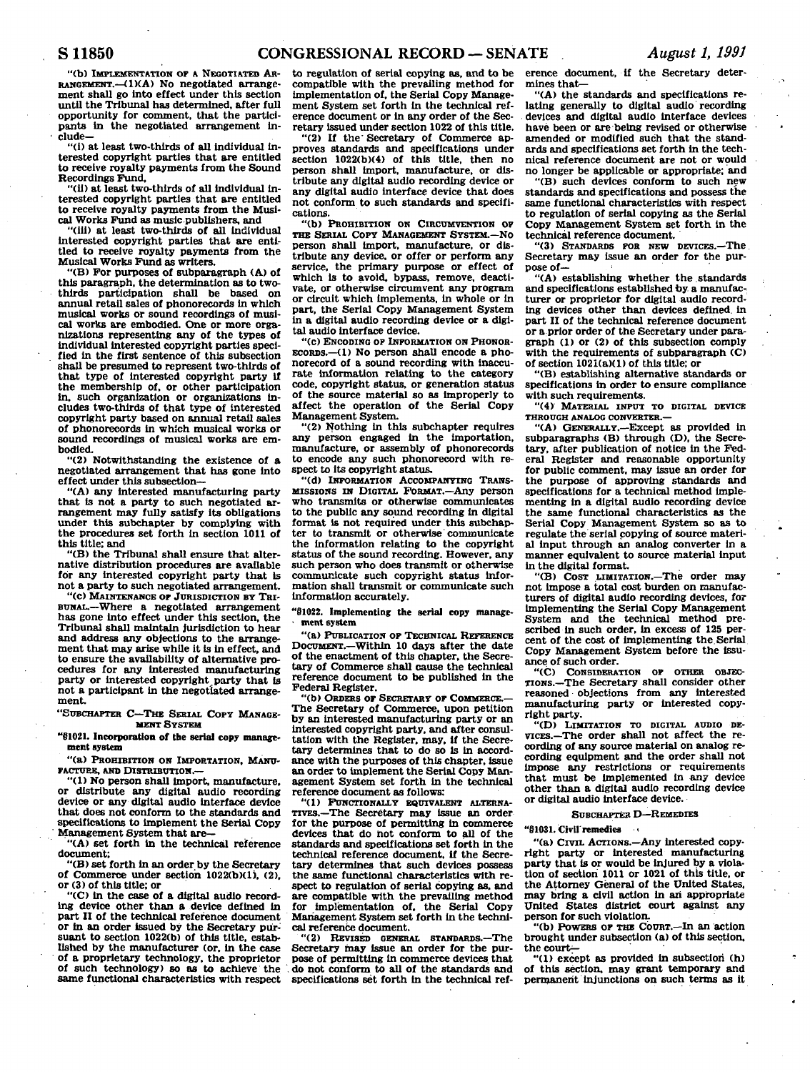"(b) IMPLEMENTATION OF A NEGOTIATED ARRANGEMENT.—(1)(A) No negotiated arrangement shall go into effect under this section until the Tribunal has determined, after full opportunity for comment, that the participants in the negotiated arrangement include—

"(i) at least two-thirds of all individual interested copyright parties that are entitled to receive royalty payments from the Sound Recordings Fund,

"(ii) at least two-thirds of all individual interested copyright parties that are entitled to receive royalty payments from the Musical Works Fund as music publishers, and

"(iii) at least two-thirds of all individual interested copyright parties that are entitled to receive royalty payments from the Musical Works Fund as writers.

"(B) For purposes of subparagraph (A) of this paragraph, the determination as to two-thirds participation shall be based on annual retail sales of phonorecords in which musical works or sound recordings of musical works are embodied. One or more organizations representing any of the types of individual interested copyright parties specified in the first sentence of this subsection shall be presumed to represent two-thirds of that type of interested copyright party if the membership of, or other participation in, such organization or organizations includes two-thirds of that type of interested copyright party based on annual retail sales of phonorecords in which musical works or sound recordings of musical works are embodied.

"(2) Notwithstanding the existence of a negotiated arrangement that has gone into effect under this subsection—

"(A) any interested manufacturing party that is not a party to such negotiated arrangement may fully satisfy its obligations under this subchapter by complying with the procedures set forth in section 1011 of this title; and

"(B) the Tribunal shall ensure that alternative distribution procedures are available for any interested copyright party that is not a party to such negotiated arrangement.

"(c) MAINTENANCE OF JURISDICTION BY TRIBUNAL.—Where a negotiated arrangement has gone into effect under this section, the Tribunal shall maintain jurisdiction to hear and address any objections to the arrangement that may arise while it is in effect, and to ensure the availability of alternative procedures for any interested manufacturing party or interested copyright party that is not a participant in the negotiated arrangement.

"SUBCHAPTER C—THE SERIAL COPY MANAGEMENT SYSTEM

**"§1021. Incorporation of the serial copy management system**

"(a) PROHIBITION ON IMPORTATION, MANUFACTURE, AND DISTRIBUTION.—

"(1) No person shall import, manufacture, or distribute any digital audio recording device or any digital audio interface device that does not conform to the standards and specifications to implement the Serial Copy Management System that are—

"(A) set forth in the technical reference document;

"(B) set forth in an order by the Secretary of Commerce under section 1022(b)(1), (2), or (3) of this title; or

"(C) in the case of a digital audio recording device other than a device defined in part II of the technical reference document or in an order issued by the Secretary pursuant to section 1022(b) of this title, established by the manufacturer (or, in the case of a proprietary technology, the proprietor of such technology) so as to achieve the same functional characteristics with respect to regulation of serial copying as, and to be compatible with the prevailing method for implementation of, the Serial Copy Management System set forth in the technical reference document or in any order of the Secretary issued under section 1022 of this title.

"(2) If the Secretary of Commerce approves standards and specifications under section 1022(b)(4) of this title, then no person shall import, manufacture, or distribute any digital audio recording device or any digital audio interface device that does not conform to such standards and specifications.

"(b) PROHIBITION ON CIRCUMVENTION OF THE SERIAL COPY MANAGEMENT SYSTEM.—No person shall import, manufacture, or distribute any device, or offer or perform any service, the primary purpose or effect of which is to avoid, bypass, remove, deactivate, or otherwise circumvent any program or circuit which implements, in whole or in part, the Serial Copy Management System in a digital audio recording device or a digital audio interface device.

"(c) ENCODING OF INFORMATION ON PHONORECORDS.—(1) No person shall encode a phonorecord of a sound recording with inaccurate information relating to the category code, copyright status, or generation status of the source material so as improperly to affect the operation of the Serial Copy Management System.

"(2) Nothing in this subchapter requires any person engaged in the importation, manufacture, or assembly of phonorecords to encode any such phonorecord with respect to its copyright status.

"(d) INFORMATION ACCOMPANYING TRANSMISSIONS IN DIGITAL FORMAT.—Any person who transmits or otherwise communicates to the public any sound recording in digital format is not required under this subchapter to transmit or otherwise communicate the information relating to the copyright status of the sound recording. However, any such person who does transmit or otherwise communicate such copyright status information shall transmit or communicate such information accurately.

**"§1022. Implementing the serial copy management system**

"(a) PUBLICATION OF TECHNICAL REFERENCE DOCUMENT.—Within 10 days after the date of the enactment of this chapter, the Secretary of Commerce shall cause the technical reference document to be published in the Federal Register.

"(b) ORDERS OF SECRETARY OF COMMERCE.—The Secretary of Commerce, upon petition by an interested manufacturing party or an interested copyright party, and after consultation with the Register, may, if the Secretary determines that to do so is in accordance with the purposes of this chapter, issue an order to implement the Serial Copy Management System set forth in the technical reference document as follows:

"(1) FUNCTIONALLY EQUIVALENT ALTERNATIVES.—The Secretary may issue an order for the purpose of permitting in commerce devices that do not conform to all of the standards and specifications set forth in the technical reference document, if the Secretary determines that such devices possess the same functional characteristics with respect to regulation of serial copying as, and are compatible with the prevailing method for implementation of, the Serial Copy Management System set forth in the technical reference document.

"(2) REVISED GENERAL STANDARDS.—The Secretary may issue an order for the purpose of permitting in commerce devices that do not conform to all of the standards and specifications set forth in the technical reference document, if the Secretary determines that—

"(A) the standards and specifications relating generally to digital audio recording devices and digital audio interface devices have been or are being revised or otherwise amended or modified such that the standards and specifications set forth in the technical reference document are not or would no longer be applicable or appropriate; and

"(B) such devices conform to such new standards and specifications and possess the same functional characteristics with respect to regulation of serial copying as the Serial Copy Management System set forth in the technical reference document.

"(3) STANDARDS FOR NEW DEVICES.—The Secretary may issue an order for the purpose of—

"(A) establishing whether the standards and specifications established by a manufacturer or proprietor for digital audio recording devices other than devices defined in part II of the technical reference document or a prior order of the Secretary under paragraph (1) or (2) of this subsection comply with the requirements of subparagraph (C) of section 1021(a)(1) of this title; or

"(B) establishing alternative standards or specifications in order to ensure compliance with such requirements.

"(4) MATERIAL INPUT TO DIGITAL DEVICE THROUGH ANALOG CONVERTER.—

"(A) GENERALLY.—Except as provided in subparagraphs (B) through (D), the Secretary, after publication of notice in the Federal Register and reasonable opportunity for public comment, may issue an order for the purpose of approving standards and specifications for a technical method implementing in a digital audio recording device the same functional characteristics as the Serial Copy Management System so as to regulate the serial copying of source material input through an analog converter in a manner equivalent to source material input in the digital format.

"(B) COST LIMITATION.—The order may not impose a total cost burden on manufacturers of digital audio recording devices, for implementing the Serial Copy Management System and the technical method prescribed in such order, in excess of 125 percent of the cost of implementing the Serial Copy Management System before the issuance of such order.

"(C) CONSIDERATION OF OTHER OBJECTIONS.—The Secretary shall consider other reasoned objections from any interested manufacturing party or interested copyright party.

"(D) LIMITATION TO DIGITAL AUDIO DEVICES.—The order shall not affect the recording of any source material on analog recording equipment and the order shall not impose any restrictions or requirements that must be implemented in any device other than a digital audio recording device or digital audio interface device.

SUBCHAPTER D—REMEDIES

**"§1031. Civil remedies**

"(a) CIVIL ACTIONS.—Any interested copyright party or interested manufacturing party that is or would be injured by a violation of section 1011 or 1021 of this title, or the Attorney General of the United States, may bring a civil action in an appropriate United States district court against any person for such violation.

"(b) POWERS OF THE COURT.—In an action brought under subsection (a) of this section, the court—

"(1) except as provided in subsection (h) of this section, may grant temporary and permanent injunctions on such terms as it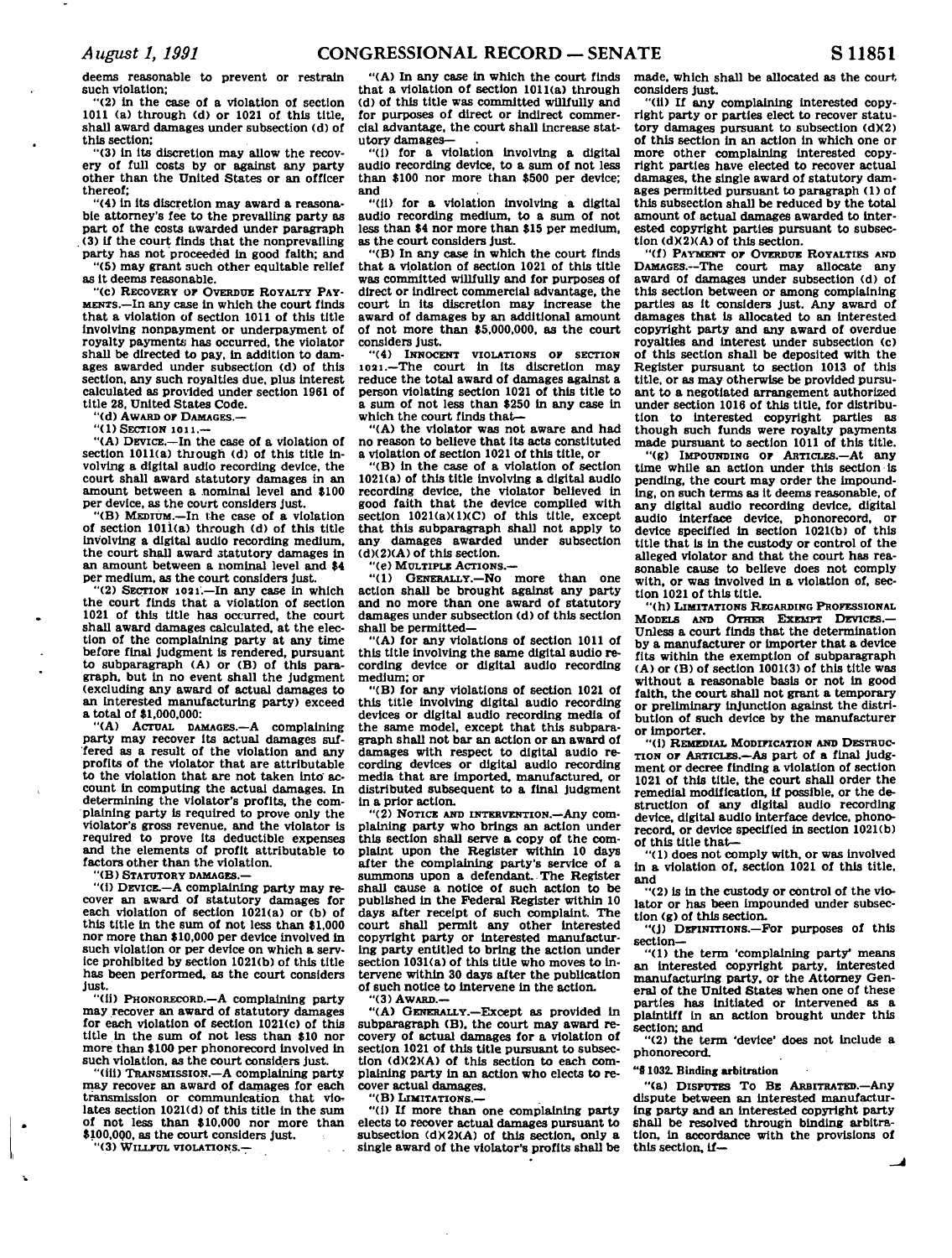deems reasonable to prevent or restrain such violation;

"(2) in the case of a violation of section 1011 (a) through (d) or 1021 of this title, shall award damages under subsection (d) of this section;

"(3) in its discretion may allow the recovery of full costs by or against any party other than the United States or an officer thereof;

"(4) in its discretion may award a reasonable attorney's fee to the prevailing party as part of the costs awarded under paragraph (3) if the court finds that the nonprevailing party has not proceeded in good faith; and

"(5) may grant such other equitable relief as it deems reasonable.

"(c) RECOVERY OF OVERDUE ROYALTY PAYMENTS.—In any case in which the court finds that a violation of section 1011 of this title involving nonpayment or underpayment of royalty payments has occurred, the violator shall be directed to pay, in addition to damages awarded under subsection (d) of this section, any such royalties due, plus interest calculated as provided under section 1961 of title 28, United States Code.

"(d) AWARD OF DAMAGES.—

"(1) SECTION 1011.—

"(A) DEVICE.—In the case of a violation of section 1011(a) through (d) of this title involving a digital audio recording device, the court shall award statutory damages in an amount between a nominal level and $100 per device, as the court considers just.

"(B) MEDIUM.—In the case of a violation of section 1011(a) through (d) of this title involving a digital audio recording medium, the court shall award statutory damages in an amount between a nominal level and $4 per medium, as the court considers just.

"(2) SECTION 1021.—In any case in which the court finds that a violation of section 1021 of this title has occurred, the court shall award damages calculated, at the election of the complaining party at any time before final judgment is rendered, pursuant to subparagraph (A) or (B) of this paragraph, but in no event shall the judgment (excluding any award of actual damages to an interested manufacturing party) exceed a total of $1,000,000:

"(A) ACTUAL DAMAGES.—A complaining party may recover its actual damages suffered as a result of the violation and any profits of the violator that are attributable to the violation that are not taken into account in computing the actual damages. In determining the violator's profits, the complaining party is required to prove only the violator's gross revenue, and the violator is required to prove its deductible expenses and the elements of profit attributable to factors other than the violation.

"(B) STATUTORY DAMAGES.—

"(i) DEVICE.—A complaining party may recover an award of statutory damages for each violation of section 1021(a) or (b) of this title in the sum of not less than $1,000 nor more than $10,000 per device involved in such violation or per device on which a service prohibited by section 1021(b) of this title has been performed, as the court considers just.

"(ii) PHONORECORD.—A complaining party may recover an award of statutory damages for each violation of section 1021(c) of this title in the sum of not less than $10 nor more than $100 per phonorecord involved in such violation, as the court considers just.

"(iii) TRANSMISSION.—A complaining party may recover an award of damages for each transmission or communication that violates section 1021(d) of this title in the sum of not less than $10,000 nor more than $100,000, as the court considers just.

"(3) WILLFUL VIOLATIONS.—

"(A) In any case in which the court finds that a violation of section 1011(a) through (d) of this title was committed willfully and for purposes of direct or indirect commercial advantage, the court shall increase statutory damages—

"(i) for a violation involving a digital audio recording device, to a sum of not less than $100 nor more than $500 per device; and

"(ii) for a violation involving a digital audio recording medium, to a sum of not less than $4 nor more than $15 per medium, as the court considers just.

"(B) In any case in which the court finds that a violation of section 1021 of this title was committed willfully and for purposes of direct or indirect commercial advantage, the court in its discretion may increase the award of damages by an additional amount of not more than $5,000,000, as the court considers just.

"(4) INNOCENT VIOLATIONS OF SECTION 1021.—The court in its discretion may reduce the total award of damages against a person violating section 1021 of this title to a sum of not less than $250 in any case in which the court finds that—

"(A) the violator was not aware and had no reason to believe that its acts constituted a violation of section 1021 of this title, or

"(B) in the case of a violation of section 1021(a) of this title involving a digital audio recording device, the violator believed in good faith that the device complied with section 1021(a)(1)(C) of this title, except that this subparagraph shall not apply to any damages awarded under subsection (d)(2)(A) of this section.

"(e) MULTIPLE ACTIONS.—

"(1) GENERALLY.—No more than one action shall be brought against any party and no more than one award of statutory damages under subsection (d) of this section shall be permitted—

"(A) for any violations of section 1011 of this title involving the same digital audio recording device or digital audio recording medium; or

"(B) for any violations of section 1021 of this title involving digital audio recording devices or digital audio recording media of the same model, except that this subparagraph shall not bar an action or an award of damages with respect to digital audio recording devices or digital audio recording media that are imported, manufactured, or distributed subsequent to a final judgment in a prior action.

"(2) NOTICE AND INTERVENTION.—Any complaining party who brings an action under this section shall serve a copy of the complaint upon the Register within 10 days after the complaining party's service of a summons upon a defendant. The Register shall cause a notice of such action to be published in the Federal Register within 10 days after receipt of such complaint. The court shall permit any other interested copyright party or interested manufacturing party entitled to bring the action under section 1031(a) of this title who moves to intervene within 30 days after the publication of such notice to intervene in the action.

"(3) AWARD.—

"(A) GENERALLY.—Except as provided in subparagraph (B), the court may award recovery of actual damages for a violation of section 1021 of this title pursuant to subsection (d)(2)(A) of this section to each complaining party in an action who elects to recover actual damages.

"(B) LIMITATIONS.—

"(i) If more than one complaining party elects to recover actual damages pursuant to subsection (d)(2)(A) of this section, only a single award of the violator's profits shall be made, which shall be allocated as the court considers just.

"(ii) If any complaining interested copyright party or parties elect to recover statutory damages pursuant to subsection (d)(2) of this section in an action in which one or more other complaining interested copyright parties have elected to recover actual damages, the single award of statutory damages permitted pursuant to paragraph (1) of this subsection shall be reduced by the total amount of actual damages awarded to interested copyright parties pursuant to subsection (d)(2)(A) of this section.

"(f) PAYMENT OF OVERDUE ROYALTIES AND DAMAGES.—The court may allocate any award of damages under subsection (d) of this section between or among complaining parties as it considers just. Any award of damages that is allocated to an interested copyright party and any award of overdue royalties and interest under subsection (c) of this section shall be deposited with the Register pursuant to section 1013 of this title, or as may otherwise be provided pursuant to a negotiated arrangement authorized under section 1016 of this title, for distribution to interested copyright parties as though such funds were royalty payments made pursuant to section 1011 of this title.

"(g) IMPOUNDING OF ARTICLES.—At any time while an action under this section is pending, the court may order the impounding, on such terms as it deems reasonable, of any digital audio recording device, digital audio interface device, phonorecord, or device specified in section 1021(b) of this title that is in the custody or control of the alleged violator and that the court has reasonable cause to believe does not comply with, or was involved in a violation of, section 1021 of this title.

"(h) LIMITATIONS REGARDING PROFESSIONAL MODELS AND OTHER EXEMPT DEVICES.—Unless a court finds that the determination by a manufacturer or importer that a device fits within the exemption of subparagraph (A) or (B) of section 1001(3) of this title was without a reasonable basis or not in good faith, the court shall not grant a temporary or preliminary injunction against the distribution of such device by the manufacturer or importer.

"(i) REMEDIAL MODIFICATION AND DESTRUCTION OF ARTICLES.—As part of a final judgment or decree finding a violation of section 1021 of this title, the court shall order the remedial modification, if possible, or the destruction of any digital audio recording device, digital audio interface device, phonorecord, or device specified in section 1021(b) of this title that—

"(1) does not comply with, or was involved in a violation of, section 1021 of this title, and

"(2) is in the custody or control of the violator or has been impounded under subsection (g) of this section.

"(j) DEFINITIONS.—For purposes of this section—

"(1) the term 'complaining party' means an interested copyright party, interested manufacturing party, or the Attorney General of the United States when one of these parties has initiated or intervened as a plaintiff in an action brought under this section; and

"(2) the term 'device' does not include a phonorecord.

**"§ 1032. Binding arbitration**

"(a) DISPUTES TO BE ARBITRATED.—Any dispute between an interested manufacturing party and an interested copyright party shall be resolved through binding arbitration, in accordance with the provisions of this section, if—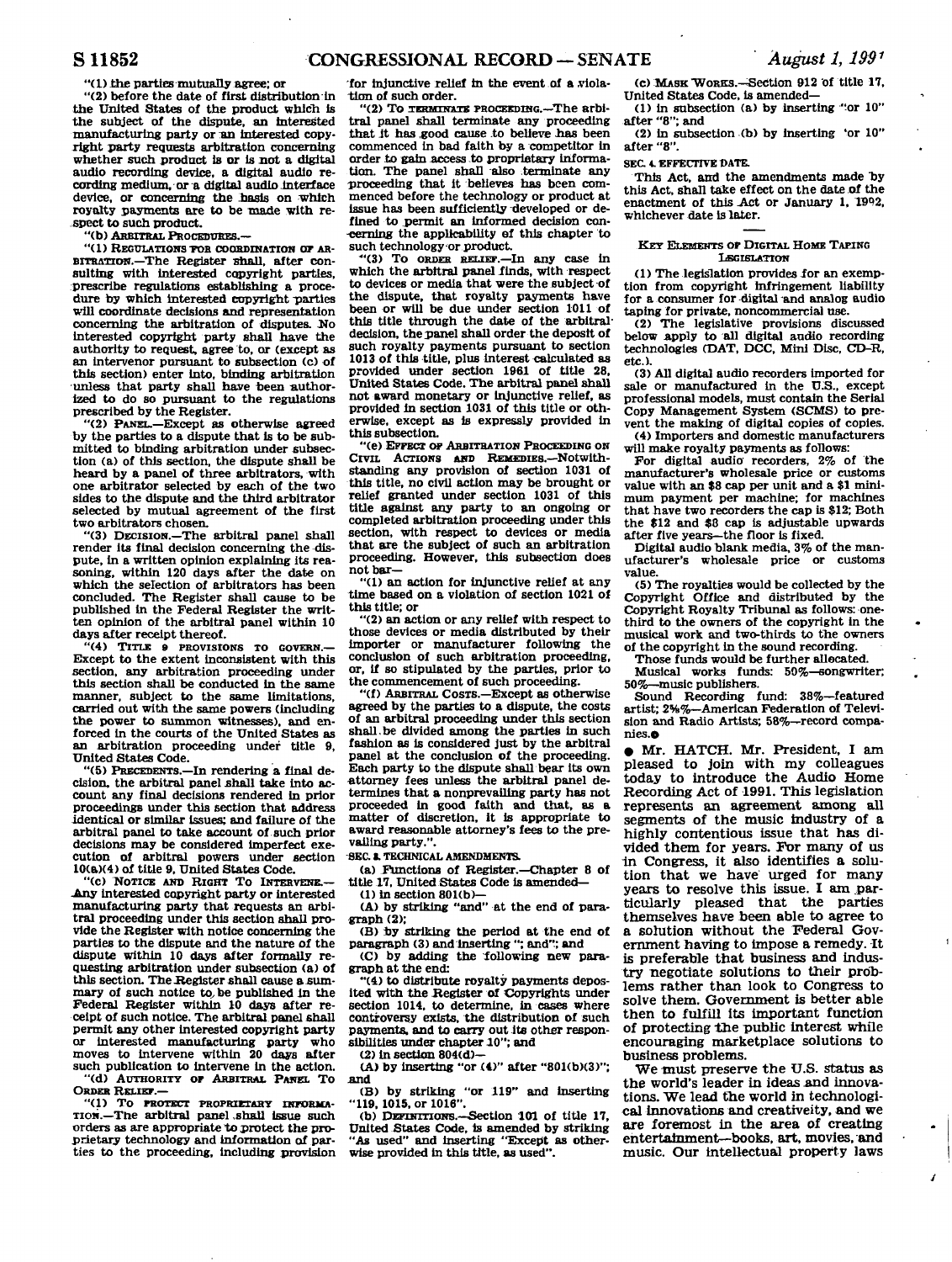"(1) the parties mutually agree; or

"(2) before the date of first distribution in the United States of the product which is the subject of the dispute, an interested manufacturing party or an interested copyright party requests arbitration concerning whether such product is or is not a digital audio recording device, a digital audio recording medium, or a digital audio interface device, or concerning the basis on which royalty payments are to be made with respect to such product.

"(b) ARBITRAL PROCEDURES.—

"(1) REGULATIONS FOR COORDINATION OF ARBITRATION.—The Register shall, after consulting with interested copyright parties, prescribe regulations establishing a procedure by which interested copyright parties will coordinate decisions and representation concerning the arbitration of disputes. No interested copyright party shall have the authority to request, agree to, or (except as an intervenor pursuant to subsection (c) of this section) enter into, binding arbitration unless that party shall have been authorized to do so pursuant to the regulations prescribed by the Register.

"(2) PANEL.—Except as otherwise agreed by the parties to a dispute that is to be submitted to binding arbitration under subsection (a) of this section, the dispute shall be heard by a panel of three arbitrators, with one arbitrator selected by each of the two sides to the dispute and the third arbitrator selected by mutual agreement of the first two arbitrators chosen.

"(3) DECISION.—The arbitral panel shall render its final decision concerning the dispute, in a written opinion explaining its reasoning, within 120 days after the date on which the selection of arbitrators has been concluded. The Register shall cause to be published in the Federal Register the written opinion of the arbitral panel within 10 days after receipt thereof.

"(4) TITLE 9 PROVISIONS TO GOVERN.—Except to the extent inconsistent with this section, any arbitration proceeding under this section shall be conducted in the same manner, subject to the same limitations, carried out with the same powers (including the power to summon witnesses), and enforced in the courts of the United States as an arbitration proceeding under title 9, United States Code.

"(5) PRECEDENTS.—In rendering a final decision, the arbitral panel shall take into account any final decisions rendered in prior proceedings under this section that address identical or similar issues; and failure of the arbitral panel to take account of such prior decisions may be considered imperfect execution of arbitral powers under section 10(a)(4) of title 9, United States Code.

"(c) NOTICE AND RIGHT TO INTERVENE.—Any interested copyright party or interested manufacturing party that requests an arbitral proceeding under this section shall provide the Register with notice concerning the parties to the dispute and the nature of the dispute within 10 days after formally requesting arbitration under subsection (a) of this section. The Register shall cause a summary of such notice to be published in the Federal Register within 10 days after receipt of such notice. The arbitral panel shall permit any other interested copyright party or interested manufacturing party who moves to intervene within 20 days after such publication to intervene in the action.

"(d) AUTHORITY OF ARBITRAL PANEL TO ORDER RELIEF.—

"(1) TO PROTECT PROPRIETARY INFORMATION.—The arbitral panel shall issue such orders as are appropriate to protect the proprietary technology and information of parties to the proceeding, including provision for injunctive relief in the event of a violation of such order.

"(2) TO TERMINATE PROCEEDING.—The arbitral panel shall terminate any proceeding that it has good cause to believe has been commenced in bad faith by a competitor in order to gain access to proprietary information. The panel shall also terminate any proceeding that it believes has been commenced before the technology or product at issue has been sufficiently developed or defined to permit an informed decision concerning the applicability of this chapter to such technology or product.

"(3) TO ORDER RELIEF.—In any case in which the arbitral panel finds, with respect to devices or media that were the subject of the dispute, that royalty payments have been or will be due under section 1011 of this title through the date of the arbitral decision, the panel shall order the deposit of such royalty payments pursuant to section 1013 of this title, plus interest calculated as provided under section 1961 of title 28, United States Code. The arbitral panel shall not award monetary or injunctive relief, as provided in section 1031 of this title or otherwise, except as is expressly provided in this subsection.

"(e) EFFECT OF ARBITRATION PROCEEDING ON CIVIL ACTIONS AND REMEDIES.—Notwithstanding any provision of section 1031 of this title, no civil action may be brought or relief granted under section 1031 of this title against any party to an ongoing or completed arbitration proceeding under this section, with respect to devices or media that are the subject of such an arbitration proceeding. However, this subsection does not bar—

"(1) an action for injunctive relief at any time based on a violation of section 1021 of this title; or

"(2) an action or any relief with respect to those devices or media distributed by their importer or manufacturer following the conclusion of such arbitration proceeding, or, if so stipulated by the parties, prior to the commencement of such proceeding.

"(f) ARBITRAL COSTS.—Except as otherwise agreed by the parties to a dispute, the costs of an arbitral proceeding under this section shall be divided among the parties in such fashion as is considered just by the arbitral panel at the conclusion of the proceeding. Each party to the dispute shall bear its own attorney fees unless the arbitral panel determines that a nonprevailing party has not proceeded in good faith and that, as a matter of discretion, it is appropriate to award reasonable attorney's fees to the prevailing party.".

SEC. 3. TECHNICAL AMENDMENTS.

(a) Functions of Register.—Chapter 8 of title 17, United States Code is amended—

(1) in section 801(b)—

(A) by striking "and" at the end of paragraph (2);

(B) by striking the period at the end of paragraph (3) and inserting "; and"; and

(C) by adding the following new paragraph at the end:

"(4) to distribute royalty payments deposited with the Register of Copyrights under section 1014, to determine, in cases where controversy exists, the distribution of such payments, and to carry out its other responsibilities under chapter 10"; and

(2) in section 804(d)—

(A) by inserting "or (4)" after "801(b)(3)"; and

(B) by striking "or 119" and inserting "119, 1015, or 1016".

(b) DEFINITIONS.—Section 101 of title 17, United States Code, is amended by striking "As used" and inserting "Except as otherwise provided in this title, as used".

(c) MASK WORKS.—Section 912 of title 17, United States Code, is amended—

(1) in subsection (a) by inserting "or 10" after "8"; and

(2) in subsection (b) by inserting "or 10" after "8".

SEC. 4. EFFECTIVE DATE.

This Act, and the amendments made by this Act, shall take effect on the date of the enactment of this Act or January 1, 1992, whichever date is later.

---

### KEY ELEMENTS OF DIGITAL HOME TAPING LEGISLATION

(1) The legislation provides for an exemption from copyright infringement liability for a consumer for digital and analog audio taping for private, noncommercial use.

(2) The legislative provisions discussed below apply to all digital audio recording technologies (DAT, DCC, Mini Disc, CD-R, etc.).

(3) All digital audio recorders imported for sale or manufactured in the U.S., except professional models, must contain the Serial Copy Management System (SCMS) to prevent the making of digital copies of copies.

(4) Importers and domestic manufacturers will make royalty payments as follows:

For digital audio recorders, 2% of the manufacturer's wholesale price or customs value with an $8 cap per unit and a $1 minimum payment per machine; for machines that have two recorders the cap is $12; Both the $12 and $8 cap is adjustable upwards after five years—the floor is fixed.

Digital audio blank media, 3% of the manufacturer's wholesale price or customs value.

(5) The royalties would be collected by the Copyright Office and distributed by the Copyright Royalty Tribunal as follows: one-third to the owners of the copyright in the musical work and two-thirds to the owners of the copyright in the sound recording.

Those funds would be further allocated.

Musical works funds: 50%—songwriter; 50%—music publishers.

Sound Recording fund: 38%—featured artist; 2⅝%—American Federation of Television and Radio Artists; 58%—record companies.●

● Mr. HATCH. Mr. President, I am pleased to join with my colleagues today to introduce the Audio Home Recording Act of 1991. This legislation represents an agreement among all segments of the music industry of a highly contentious issue that has divided them for years. For many of us in Congress, it also identifies a solution that we have urged for many years to resolve this issue. I am particularly pleased that the parties themselves have been able to agree to a solution without the Federal Government having to impose a remedy. It is preferable that business and industry negotiate solutions to their problems rather than look to Congress to solve them. Government is better able then to fulfill its important function of protecting the public interest while encouraging marketplace solutions to business problems.

We must preserve the U.S. status as the world's leader in ideas and innovations. We lead the world in technological innovations and creativeity, and we are foremost in the area of creating entertainment—books, art, movies, and music. Our intellectual property laws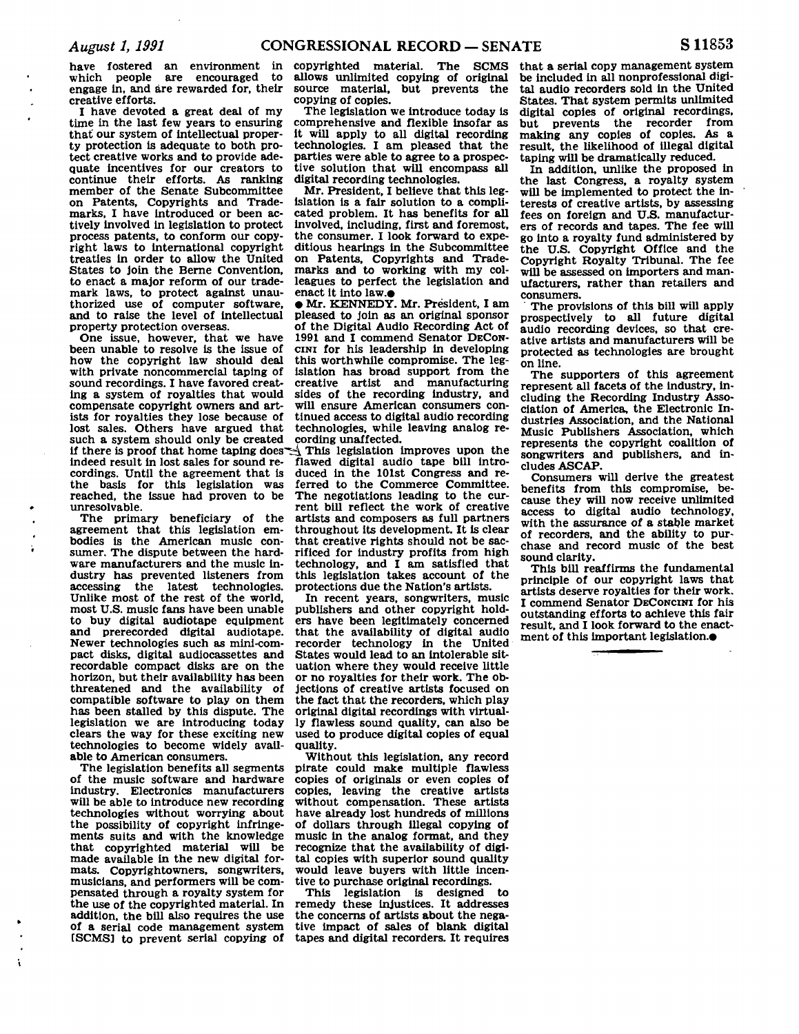have fostered an environment in which people are encouraged to engage in, and are rewarded for, their creative efforts.

I have devoted a great deal of my time in the last few years to ensuring that our system of intellectual property protection is adequate to both protect creative works and to provide adequate incentives for our creators to continue their efforts. As ranking member of the Senate Subcommittee on Patents, Copyrights and Trademarks, I have introduced or been actively involved in legislation to protect process patents, to conform our copyright laws to international copyright treaties in order to allow the United States to join the Berne Convention, to enact a major reform of our trademark laws, to protect against unauthorized use of computer software, and to raise the level of intellectual property protection overseas.

One issue, however, that we have been unable to resolve is the issue of how the copyright law should deal with private noncommercial taping of sound recordings. I have favored creating a system of royalties that would compensate copyright owners and artists for royalties they lose because of lost sales. Others have argued that such a system should only be created if there is proof that home taping does indeed result in lost sales for sound recordings. Until the agreement that is the basis for this legislation was reached, the issue had proven to be unresolvable.

The primary beneficiary of the agreement that this legislation embodies is the American music consumer. The dispute between the hardware manufacturers and the music industry has prevented listeners from accessing the latest technologies. Unlike most of the rest of the world, most U.S. music fans have been unable to buy digital audiotape equipment and prerecorded digital audiotape. Newer technologies such as mini-compact disks, digital audiocassettes and recordable compact disks are on the horizon, but their availability has been threatened and the availability of compatible software to play on them has been stalled by this dispute. The legislation we are introducing today clears the way for these exciting new technologies to become widely available to American consumers.

The legislation benefits all segments of the music software and hardware industry. Electronics manufacturers will be able to introduce new recording technologies without worrying about the possibility of copyright infringements suits and with the knowledge that copyrighted material will be made available in the new digital formats. Copyrightowners, songwriters, musicians, and performers will be compensated through a royalty system for the use of the copyrighted material. In addition, the bill also requires the use of a serial code management system [SCMS] to prevent serial copying of copyrighted material. The SCMS allows unlimited copying of original source material, but prevents the copying of copies.

The legislation we introduce today is comprehensive and flexible insofar as it will apply to all digital recording technologies. I am pleased that the parties were able to agree to a prospective solution that will encompass all digital recording technologies.

Mr. President, I believe that this legislation is a fair solution to a complicated problem. It has benefits for all involved, including, first and foremost, the consumer. I look forward to expeditious hearings in the Subcommittee on Patents, Copyrights and Trademarks and to working with my colleagues to perfect the legislation and enact it into law.●

● Mr. KENNEDY. Mr. President, I am pleased to join as an original sponsor of the Digital Audio Recording Act of 1991 and I commend Senator DECONCINI for his leadership in developing this worthwhile compromise. The legislation has broad support from the creative artist and manufacturing sides of the recording industry, and will ensure American consumers continued access to digital audio recording technologies, while leaving analog recording unaffected.

This legislation improves upon the flawed digital audio tape bill introduced in the 101st Congress and referred to the Commerce Committee. The negotiations leading to the current bill reflect the work of creative artists and composers as full partners throughout its development. It is clear that creative rights should not be sacrificed for industry profits from high technology, and I am satisfied that this legislation takes account of the protections due the Nation's artists.

In recent years, songwriters, music publishers and other copyright holders have been legitimately concerned that the availability of digital audio recorder technology in the United States would lead to an intolerable situation where they would receive little or no royalties for their work. The objections of creative artists focused on the fact that the recorders, which play original digital recordings with virtually flawless sound quality, can also be used to produce digital copies of equal quality.

Without this legislation, any record pirate could make multiple flawless copies of originals or even copies of copies, leaving the creative artists without compensation. These artists have already lost hundreds of millions of dollars through illegal copying of music in the analog format, and they recognize that the availability of digital copies with superior sound quality would leave buyers with little incentive to purchase original recordings.

This legislation is designed to remedy these injustices. It addresses the concerns of artists about the negative impact of sales of blank digital tapes and digital recorders. It requires that a serial copy management system be included in all nonprofessional digital audio recorders sold in the United States. That system permits unlimited digital copies of original recordings, but prevents the recorder from making any copies of copies. As a result, the likelihood of illegal digital taping will be dramatically reduced.

In addition, unlike the proposed in the last Congress, a royalty system will be implemented to protect the interests of creative artists, by assessing fees on foreign and U.S. manufacturers of records and tapes. The fee will go into a royalty fund administered by the U.S. Copyright Office and the Copyright Royalty Tribunal. The fee will be assessed on importers and manufacturers, rather than retailers and consumers.

The provisions of this bill will apply prospectively to all future digital audio recording devices, so that creative artists and manufacturers will be protected as technologies are brought on line.

The supporters of this agreement represent all facets of the industry, including the Recording Industry Association of America, the Electronic Industries Association, and the National Music Publishers Association, which represents the copyright coalition of songwriters and publishers, and includes ASCAP.

Consumers will derive the greatest benefits from this compromise, because they will now receive unlimited access to digital audio technology, with the assurance of a stable market of recorders, and the ability to purchase and record music of the best sound clarity.

This bill reaffirms the fundamental principle of our copyright laws that artists deserve royalties for their work. I commend Senator DECONCINI for his outstanding efforts to achieve this fair result, and I look forward to the enactment of this important legislation.●